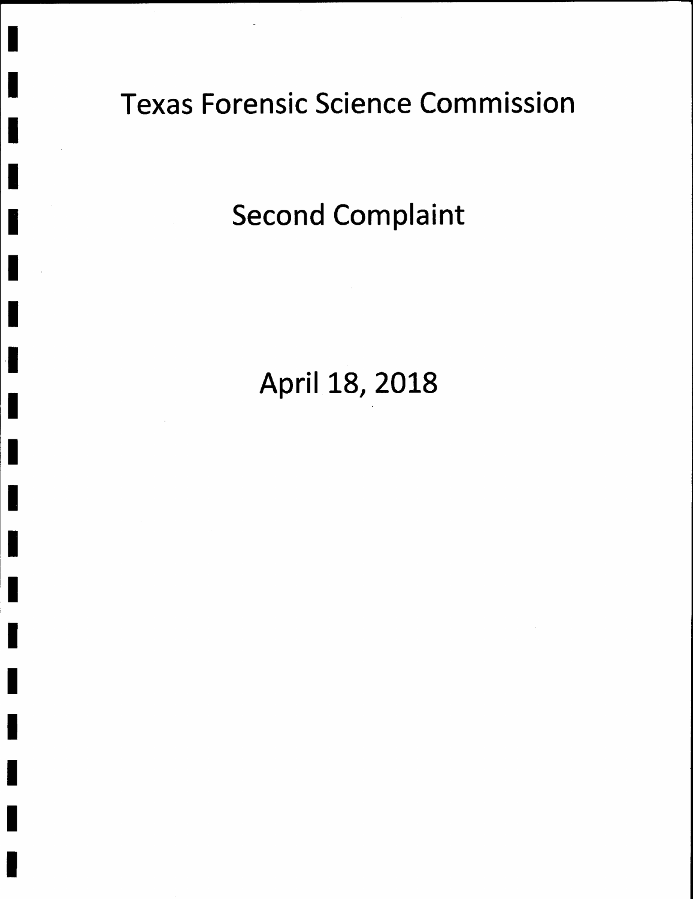# Texas Forensic Science Commission

## Second Complaint

April 18, 2018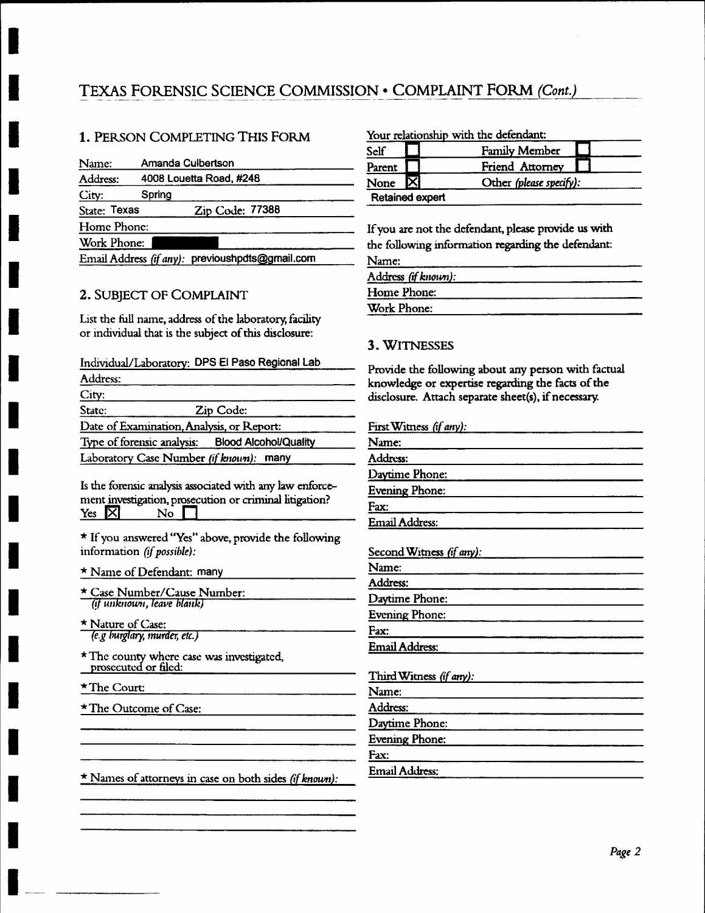# TEXAS FORENSIC SCIENCE COMMISSION • COMPLAINT FORM *(Cont.)*

## 1. PERSON COMPLETING THIS FORM

Name: Amanda Culbertson

Address: 4008 Louetta Road, #248

City: Spring

State: Texas    Zip Code: 77388

Home Phone:

Work Phone: ██████

Email Address *(if any)*: previoushpdts@gmail.com

## 2. SUBJECT OF COMPLAINT

List the full name, address of the laboratory, facility or individual that is the subject of this disclosure:

Individual/Laboratory: DPS El Paso Regional Lab

Address:

City:

State:    Zip Code:

Date of Examination, Analysis, or Report:

Type of forensic analysis: Blood Alcohol/Quality

Laboratory Case Number *(if known)*: many

Is the forensic analysis associated with any law enforcement investigation, prosecution or criminal litigation?

Yes ☒    No ☐

* If you answered "Yes" above, provide the following information *(if possible)*:

* Name of Defendant: many

* Case Number/Cause Number: *(if unknown, leave blank)*

* Nature of Case: *(e.g burglary, murder, etc.)*

* The county where case was investigated, prosecuted or filed:

* The Court:

* The Outcome of Case:

* Names of attorneys in case on both sides *(if known)*:

Your relationship with the defendant:

| | | | |
|---|---|---|---|
| Self | ☐ | Family Member | ☐ |
| Parent | ☐ | Friend Attorney | ☐ |
| None | ☒ | Other *(please specify)*: | |

Retained expert

If you are not the defendant, please provide us with the following information regarding the defendant:

Name:

Address *(if known)*:

Home Phone:

Work Phone:

## 3. WITNESSES

Provide the following about any person with factual knowledge or expertise regarding the facts of the disclosure. Attach separate sheet(s), if necessary.

First Witness *(if any)*:

Name:

Address:

Daytime Phone:

Evening Phone:

Fax:

Email Address:

Second Witness *(if any)*:

Name:

Address:

Daytime Phone:

Evening Phone:

Fax:

Email Address:

Third Witness *(if any)*:

Name:

Address:

Daytime Phone:

Evening Phone:

Fax:

Email Address: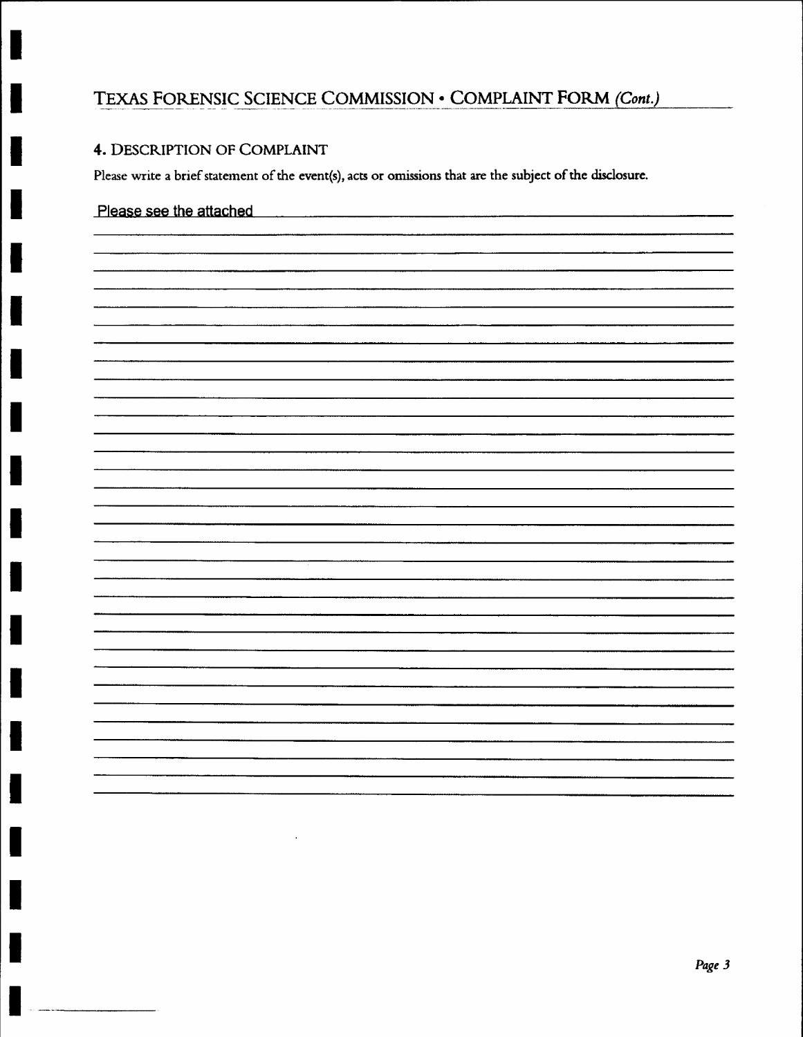## TEXAS FORENSIC SCIENCE COMMISSION • COMPLAINT FORM *(Cont.)*

### 4. DESCRIPTION OF COMPLAINT

Please write a brief statement of the event(s), acts or omissions that are the subject of the disclosure.

Please see the attached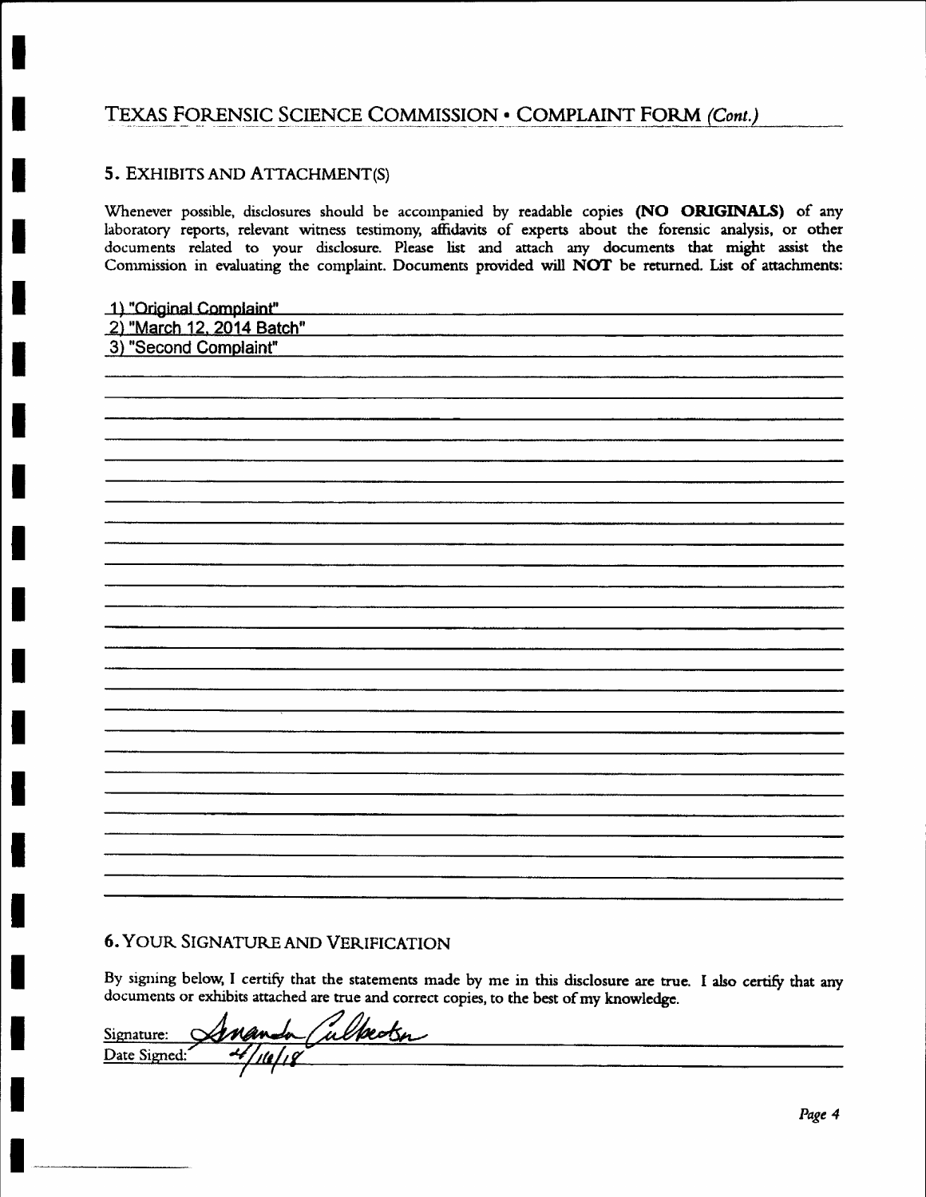# TEXAS FORENSIC SCIENCE COMMISSION • COMPLAINT FORM *(Cont.)*

## 5. EXHIBITS AND ATTACHMENT(S)

Whenever possible, disclosures should be accompanied by readable copies **(NO ORIGINALS)** of any laboratory reports, relevant witness testimony, affidavits of experts about the forensic analysis, or other documents related to your disclosure. Please list and attach any documents that might assist the Commission in evaluating the complaint. Documents provided will **NOT** be returned. List of attachments:

1) "Original Complaint"
2) "March 12, 2014 Batch"
3) "Second Complaint"

## 6. YOUR SIGNATURE AND VERIFICATION

By signing below, I certify that the statements made by me in this disclosure are true. I also certify that any documents or exhibits attached are true and correct copies, to the best of my knowledge.

Signature: Amanda Culbertson

Date Signed: 4/16/18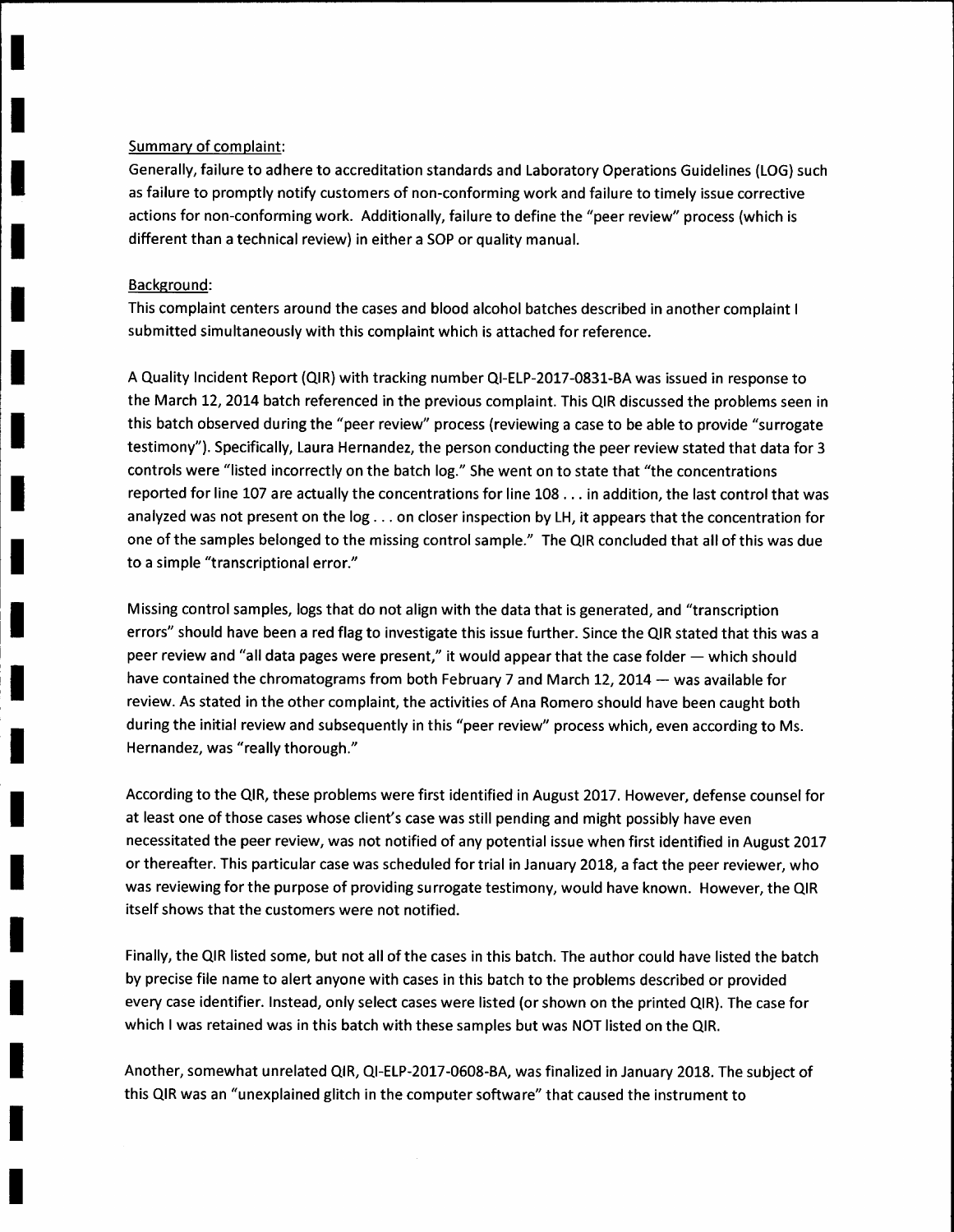Summary of complaint:

Generally, failure to adhere to accreditation standards and Laboratory Operations Guidelines (LOG) such as failure to promptly notify customers of non-conforming work and failure to timely issue corrective actions for non-conforming work. Additionally, failure to define the "peer review" process (which is different than a technical review) in either a SOP or quality manual.

Background:

This complaint centers around the cases and blood alcohol batches described in another complaint I submitted simultaneously with this complaint which is attached for reference.

A Quality Incident Report (QIR) with tracking number QI-ELP-2017-0831-BA was issued in response to the March 12, 2014 batch referenced in the previous complaint. This QIR discussed the problems seen in this batch observed during the "peer review" process (reviewing a case to be able to provide "surrogate testimony"). Specifically, Laura Hernandez, the person conducting the peer review stated that data for 3 controls were "listed incorrectly on the batch log." She went on to state that "the concentrations reported for line 107 are actually the concentrations for line 108 . . . in addition, the last control that was analyzed was not present on the log . . . on closer inspection by LH, it appears that the concentration for one of the samples belonged to the missing control sample." The QIR concluded that all of this was due to a simple "transcriptional error."

Missing control samples, logs that do not align with the data that is generated, and "transcription errors" should have been a red flag to investigate this issue further. Since the QIR stated that this was a peer review and "all data pages were present," it would appear that the case folder — which should have contained the chromatograms from both February 7 and March 12, 2014 — was available for review. As stated in the other complaint, the activities of Ana Romero should have been caught both during the initial review and subsequently in this "peer review" process which, even according to Ms. Hernandez, was "really thorough."

According to the QIR, these problems were first identified in August 2017. However, defense counsel for at least one of those cases whose client's case was still pending and might possibly have even necessitated the peer review, was not notified of any potential issue when first identified in August 2017 or thereafter. This particular case was scheduled for trial in January 2018, a fact the peer reviewer, who was reviewing for the purpose of providing surrogate testimony, would have known. However, the QIR itself shows that the customers were not notified.

Finally, the QIR listed some, but not all of the cases in this batch. The author could have listed the batch by precise file name to alert anyone with cases in this batch to the problems described or provided every case identifier. Instead, only select cases were listed (or shown on the printed QIR). The case for which I was retained was in this batch with these samples but was NOT listed on the QIR.

Another, somewhat unrelated QIR, QI-ELP-2017-0608-BA, was finalized in January 2018. The subject of this QIR was an "unexplained glitch in the computer software" that caused the instrument to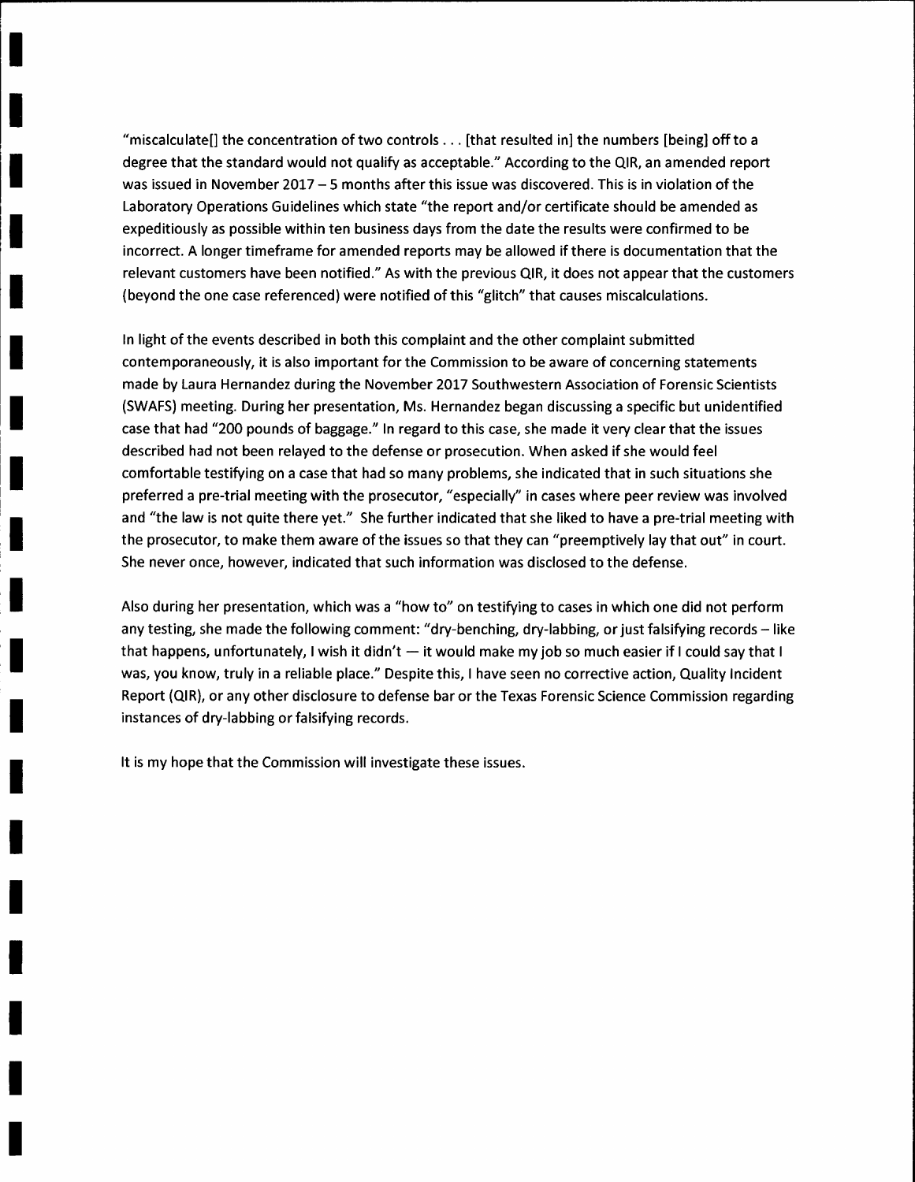"miscalculate[] the concentration of two controls . . . [that resulted in] the numbers [being] off to a degree that the standard would not qualify as acceptable." According to the QIR, an amended report was issued in November 2017 – 5 months after this issue was discovered. This is in violation of the Laboratory Operations Guidelines which state "the report and/or certificate should be amended as expeditiously as possible within ten business days from the date the results were confirmed to be incorrect. A longer timeframe for amended reports may be allowed if there is documentation that the relevant customers have been notified." As with the previous QIR, it does not appear that the customers (beyond the one case referenced) were notified of this "glitch" that causes miscalculations.

In light of the events described in both this complaint and the other complaint submitted contemporaneously, it is also important for the Commission to be aware of concerning statements made by Laura Hernandez during the November 2017 Southwestern Association of Forensic Scientists (SWAFS) meeting. During her presentation, Ms. Hernandez began discussing a specific but unidentified case that had "200 pounds of baggage." In regard to this case, she made it very clear that the issues described had not been relayed to the defense or prosecution. When asked if she would feel comfortable testifying on a case that had so many problems, she indicated that in such situations she preferred a pre-trial meeting with the prosecutor, "especially" in cases where peer review was involved and "the law is not quite there yet." She further indicated that she liked to have a pre-trial meeting with the prosecutor, to make them aware of the issues so that they can "preemptively lay that out" in court. She never once, however, indicated that such information was disclosed to the defense.

Also during her presentation, which was a "how to" on testifying to cases in which one did not perform any testing, she made the following comment: "dry-benching, dry-labbing, or just falsifying records – like that happens, unfortunately, I wish it didn't — it would make my job so much easier if I could say that I was, you know, truly in a reliable place." Despite this, I have seen no corrective action, Quality Incident Report (QIR), or any other disclosure to defense bar or the Texas Forensic Science Commission regarding instances of dry-labbing or falsifying records.

It is my hope that the Commission will investigate these issues.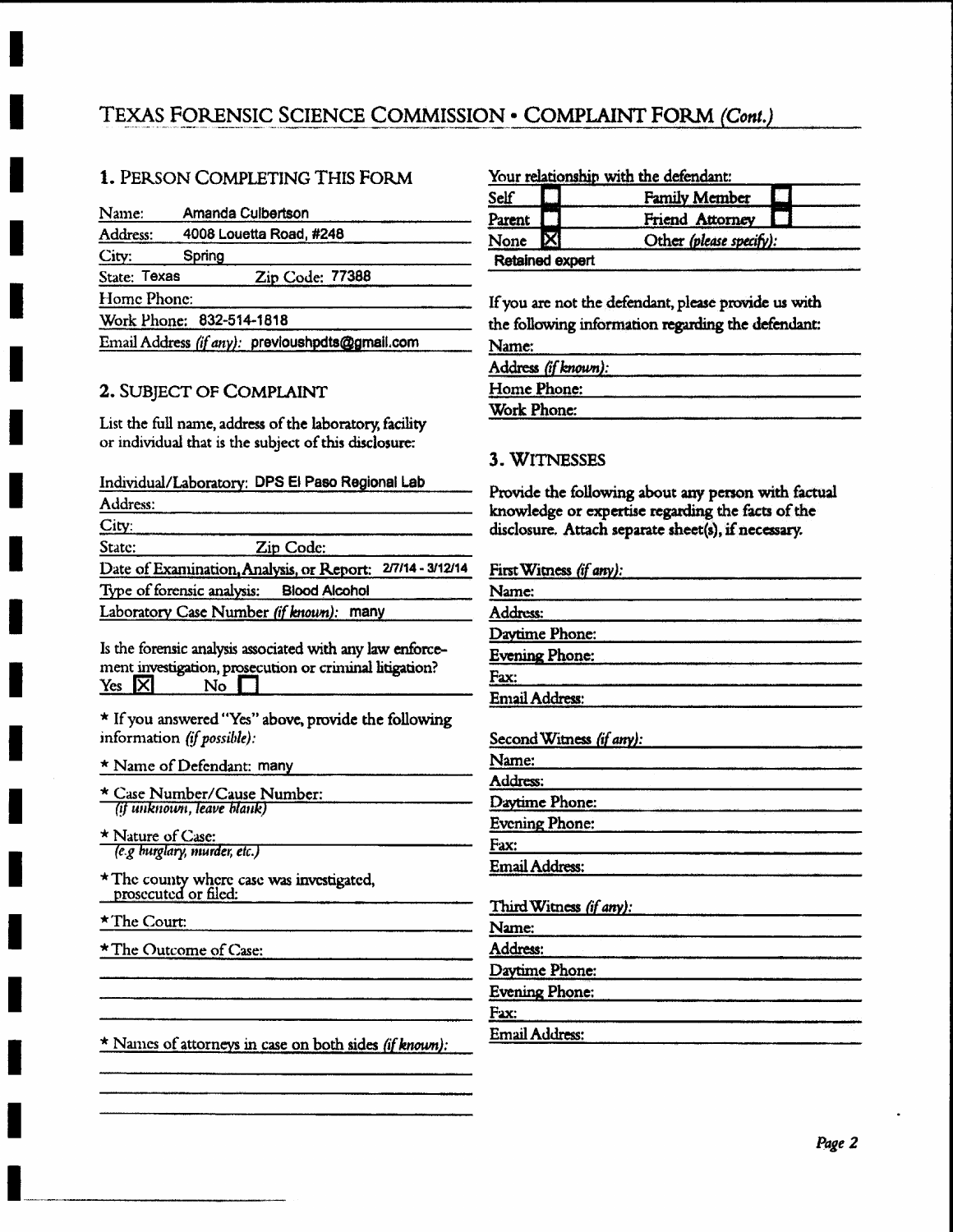# TEXAS FORENSIC SCIENCE COMMISSION • COMPLAINT FORM *(Cont.)*

## 1. PERSON COMPLETING THIS FORM

Name: Amanda Culbertson

Address: 4008 Louetta Road, #248

City: Spring

State: Texas Zip Code: 77388

Home Phone:

Work Phone: 832-514-1818

Email Address *(if any)*: previoushpdts@gmail.com

Your relationship with the defendant:

| | | | |
|---|---|---|---|
| Self | ☐ | Family Member | ☐ |
| Parent | ☐ | Friend Attorney | ☐ |
| None | ☒ | Other *(please specify)*: | |

Retained expert

If you are not the defendant, please provide us with the following information regarding the defendant:

Name:

Address *(if known)*:

Home Phone:

Work Phone:

## 2. SUBJECT OF COMPLAINT

List the full name, address of the laboratory, facility or individual that is the subject of this disclosure:

Individual/Laboratory: DPS El Paso Regional Lab

Address:

City:

State: Zip Code:

Date of Examination, Analysis, or Report: 2/7/14 - 3/12/14

Type of forensic analysis: Blood Alcohol

Laboratory Case Number *(if known)*: many

Is the forensic analysis associated with any law enforcement investigation, prosecution or criminal litigation?

Yes ☒ No ☐

* If you answered "Yes" above, provide the following information *(if possible)*:

* Name of Defendant: many

* Case Number/Cause Number: *(if unknown, leave blank)*

* Nature of Case: *(e.g burglary, murder, etc.)*

* The county where case was investigated, prosecuted or filed:

* The Court:

* The Outcome of Case:

* Names of attorneys in case on both sides *(if known)*:

## 3. WITNESSES

Provide the following about any person with factual knowledge or expertise regarding the facts of the disclosure. Attach separate sheet(s), if necessary.

First Witness *(if any)*:

Name:

Address:

Daytime Phone:

Evening Phone:

Fax:

Email Address:

Second Witness *(if any)*:

Name:

Address:

Daytime Phone:

Evening Phone:

Fax:

Email Address:

Third Witness *(if any)*:

Name:

Address:

Daytime Phone:

Evening Phone:

Fax:

Email Address: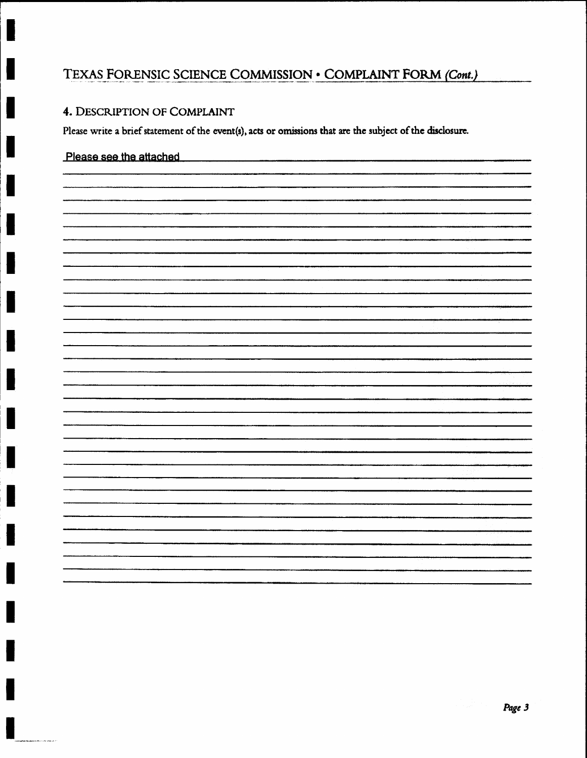# TEXAS FORENSIC SCIENCE COMMISSION • COMPLAINT FORM *(Cont.)*

## 4. DESCRIPTION OF COMPLAINT

Please write a brief statement of the event(s), acts or omissions that are the subject of the disclosure.

Please see the attached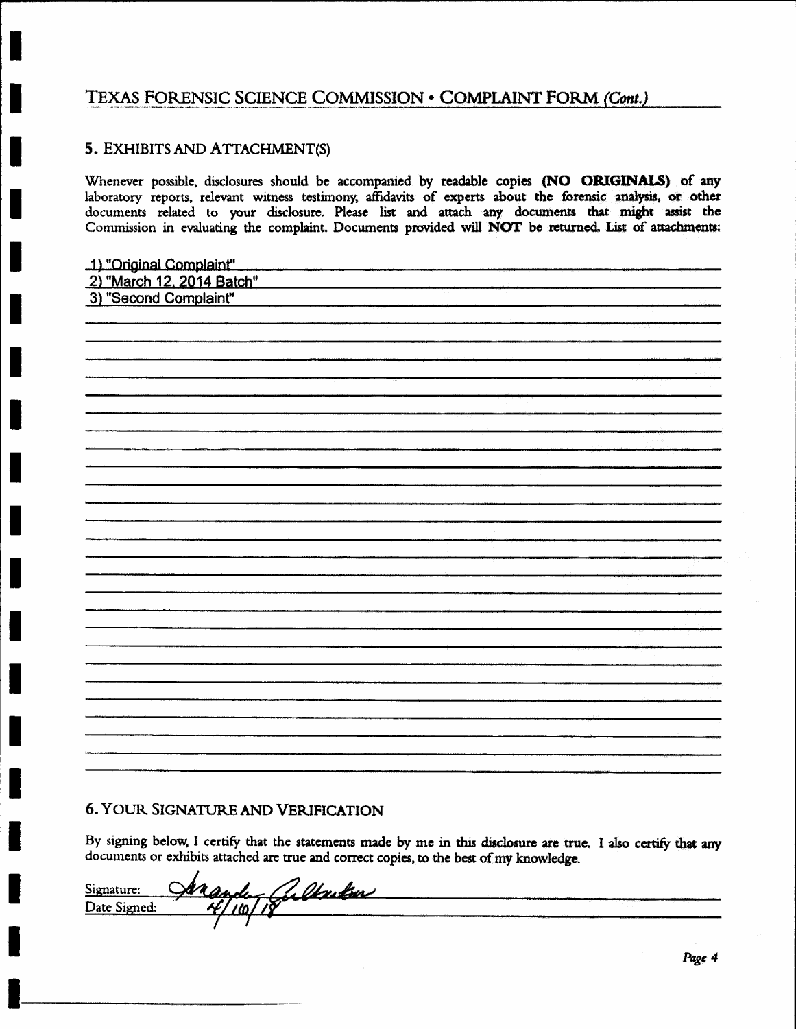# TEXAS FORENSIC SCIENCE COMMISSION • COMPLAINT FORM *(Cont.)*

## 5. EXHIBITS AND ATTACHMENT(S)

Whenever possible, disclosures should be accompanied by readable copies **(NO ORIGINALS)** of any laboratory reports, relevant witness testimony, affidavits of experts about the forensic analysis, or other documents related to your disclosure. Please list and attach any documents that might assist the Commission in evaluating the complaint. Documents provided will **NOT** be returned. List of attachments:

1) "Original Complaint"
2) "March 12, 2014 Batch"
3) "Second Complaint"

## 6. YOUR SIGNATURE AND VERIFICATION

By signing below, I certify that the statements made by me in this disclosure are true. I also certify that any documents or exhibits attached are true and correct copies, to the best of my knowledge.

Signature: Amanda Culbertson

Date Signed: 4/10/18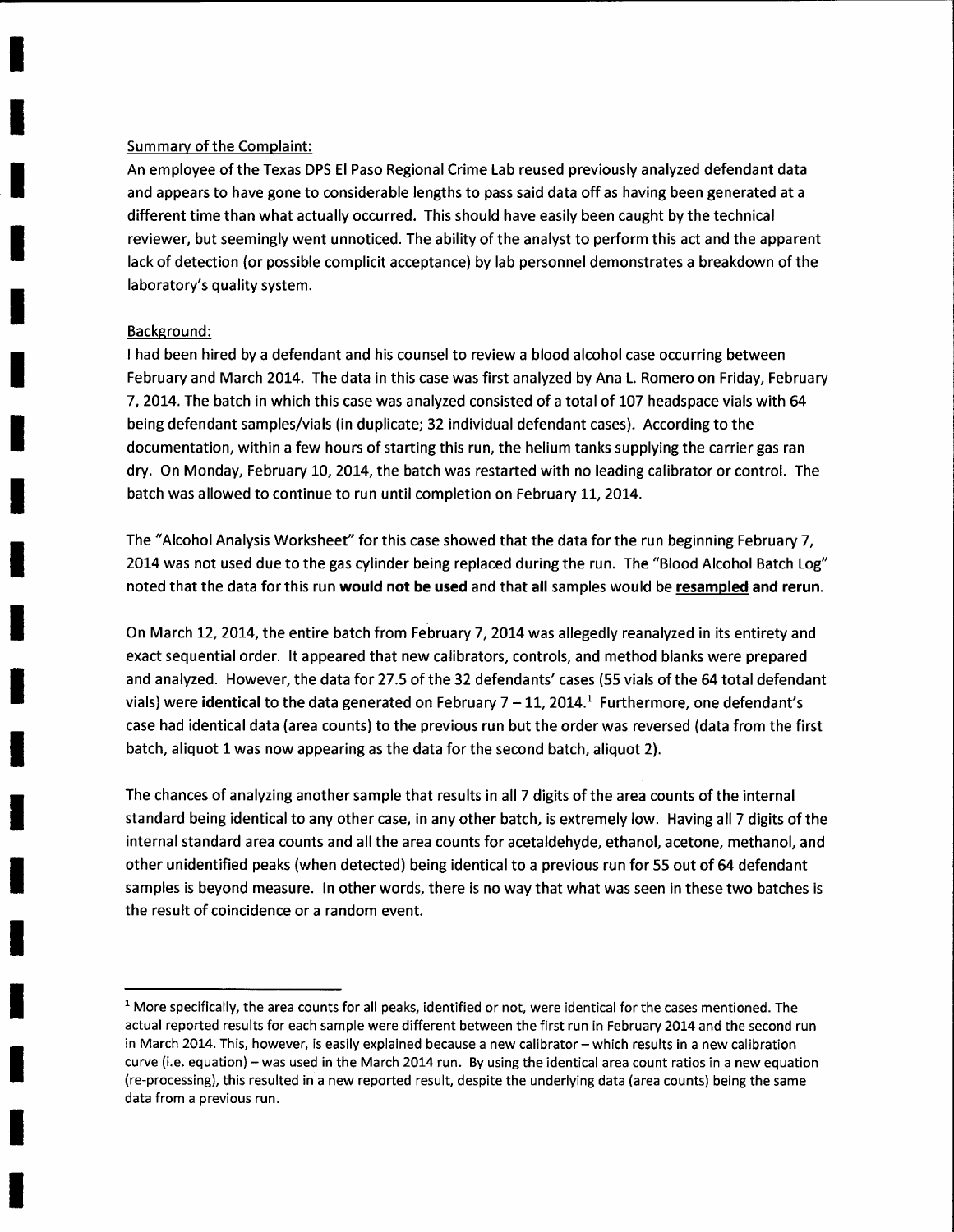Summary of the Complaint:

An employee of the Texas DPS El Paso Regional Crime Lab reused previously analyzed defendant data and appears to have gone to considerable lengths to pass said data off as having been generated at a different time than what actually occurred. This should have easily been caught by the technical reviewer, but seemingly went unnoticed. The ability of the analyst to perform this act and the apparent lack of detection (or possible complicit acceptance) by lab personnel demonstrates a breakdown of the laboratory's quality system.

Background:

I had been hired by a defendant and his counsel to review a blood alcohol case occurring between February and March 2014. The data in this case was first analyzed by Ana L. Romero on Friday, February 7, 2014. The batch in which this case was analyzed consisted of a total of 107 headspace vials with 64 being defendant samples/vials (in duplicate; 32 individual defendant cases). According to the documentation, within a few hours of starting this run, the helium tanks supplying the carrier gas ran dry. On Monday, February 10, 2014, the batch was restarted with no leading calibrator or control. The batch was allowed to continue to run until completion on February 11, 2014.

The "Alcohol Analysis Worksheet" for this case showed that the data for the run beginning February 7, 2014 was not used due to the gas cylinder being replaced during the run. The "Blood Alcohol Batch Log" noted that the data for this run **would not be used** and that **all** samples would be **resampled** and **rerun**.

On March 12, 2014, the entire batch from February 7, 2014 was allegedly reanalyzed in its entirety and exact sequential order. It appeared that new calibrators, controls, and method blanks were prepared and analyzed. However, the data for 27.5 of the 32 defendants' cases (55 vials of the 64 total defendant vials) were **identical** to the data generated on February 7 – 11, 2014.[1] Furthermore, one defendant's case had identical data (area counts) to the previous run but the order was reversed (data from the first batch, aliquot 1 was now appearing as the data for the second batch, aliquot 2).

The chances of analyzing another sample that results in all 7 digits of the area counts of the internal standard being identical to any other case, in any other batch, is extremely low. Having all 7 digits of the internal standard area counts and all the area counts for acetaldehyde, ethanol, acetone, methanol, and other unidentified peaks (when detected) being identical to a previous run for 55 out of 64 defendant samples is beyond measure. In other words, there is no way that what was seen in these two batches is the result of coincidence or a random event.

---

[1] More specifically, the area counts for all peaks, identified or not, were identical for the cases mentioned. The actual reported results for each sample were different between the first run in February 2014 and the second run in March 2014. This, however, is easily explained because a new calibrator – which results in a new calibration curve (i.e. equation) – was used in the March 2014 run. By using the identical area count ratios in a new equation (re-processing), this resulted in a new reported result, despite the underlying data (area counts) being the same data from a previous run.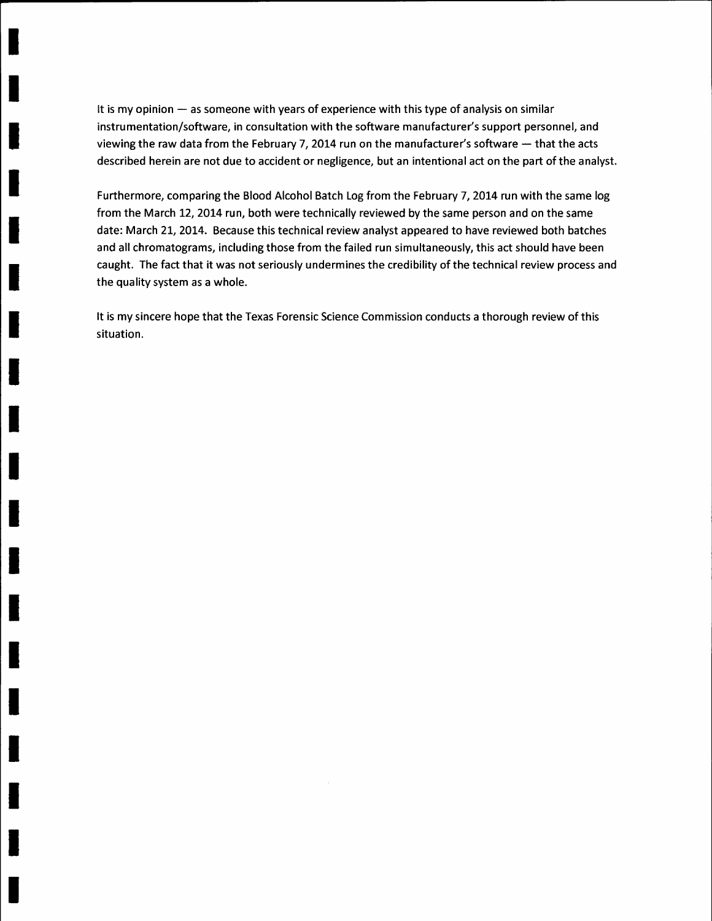It is my opinion — as someone with years of experience with this type of analysis on similar instrumentation/software, in consultation with the software manufacturer's support personnel, and viewing the raw data from the February 7, 2014 run on the manufacturer's software — that the acts described herein are not due to accident or negligence, but an intentional act on the part of the analyst.

Furthermore, comparing the Blood Alcohol Batch Log from the February 7, 2014 run with the same log from the March 12, 2014 run, both were technically reviewed by the same person and on the same date: March 21, 2014. Because this technical review analyst appeared to have reviewed both batches and all chromatograms, including those from the failed run simultaneously, this act should have been caught. The fact that it was not seriously undermines the credibility of the technical review process and the quality system as a whole.

It is my sincere hope that the Texas Forensic Science Commission conducts a thorough review of this situation.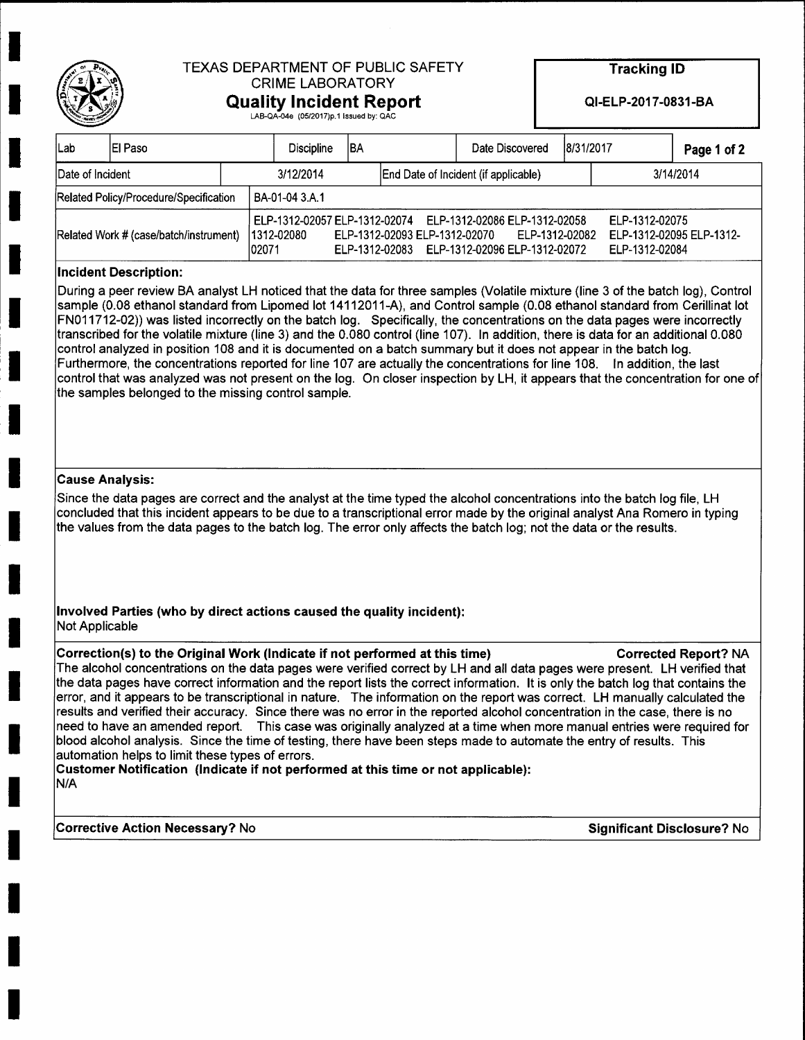# TEXAS DEPARTMENT OF PUBLIC SAFETY
## CRIME LABORATORY
## Quality Incident Report

LAB-QA-04e (05/2017)p.1 Issued by: QAC

**Tracking ID**

**QI-ELP-2017-0831-BA**

| Lab | El Paso | Discipline | BA | Date Discovered | 8/31/2017 |
|---|---|---|---|---|---|
| Date of Incident | 3/12/2014 | End Date of Incident (if applicable) | 3/14/2014 | | |
| Related Policy/Procedure/Specification | BA-01-04 3.A.1 | | | | |
| Related Work # (case/batch/instrument) | ELP-1312-02057 ELP-1312-02074 ELP-1312-02086 ELP-1312-02058 ELP-1312-02075 ELP-1312-02080 ELP-1312-02093 ELP-1312-02070 ELP-1312-02082 ELP-1312-02095 ELP-1312-02071 ELP-1312-02083 ELP-1312-02096 ELP-1312-02072 ELP-1312-02084 | | | | |

**Incident Description:**

During a peer review BA analyst LH noticed that the data for three samples (Volatile mixture (line 3 of the batch log), Control sample (0.08 ethanol standard from Lipomed lot 14112011-A), and Control sample (0.08 ethanol standard from Cerillinat lot FN011712-02)) was listed incorrectly on the batch log. Specifically, the concentrations on the data pages were incorrectly transcribed for the volatile mixture (line 3) and the 0.080 control (line 107). In addition, there is data for an additional 0.080 control analyzed in position 108 and it is documented on a batch summary but it does not appear in the batch log. Furthermore, the concentrations reported for line 107 are actually the concentrations for line 108. In addition, the last control that was analyzed was not present on the log. On closer inspection by LH, it appears that the concentration for one of the samples belonged to the missing control sample.

**Cause Analysis:**

Since the data pages are correct and the analyst at the time typed the alcohol concentrations into the batch log file, LH concluded that this incident appears to be due to a transcriptional error made by the original analyst Ana Romero in typing the values from the data pages to the batch log. The error only affects the batch log; not the data or the results.

**Involved Parties (who by direct actions caused the quality incident):**
Not Applicable

**Correction(s) to the Original Work (Indicate if not performed at this time)** **Corrected Report?** NA

The alcohol concentrations on the data pages were verified correct by LH and all data pages were present. LH verified that the data pages have correct information and the report lists the correct information. It is only the batch log that contains the error, and it appears to be transcriptional in nature. The information on the report was correct. LH manually calculated the results and verified their accuracy. Since there was no error in the reported alcohol concentration in the case, there is no need to have an amended report. This case was originally analyzed at a time when more manual entries were required for blood alcohol analysis. Since the time of testing, there have been steps made to automate the entry of results. This automation helps to limit these types of errors.

**Customer Notification (Indicate if not performed at this time or not applicable):**
N/A

**Corrective Action Necessary?** No **Significant Disclosure?** No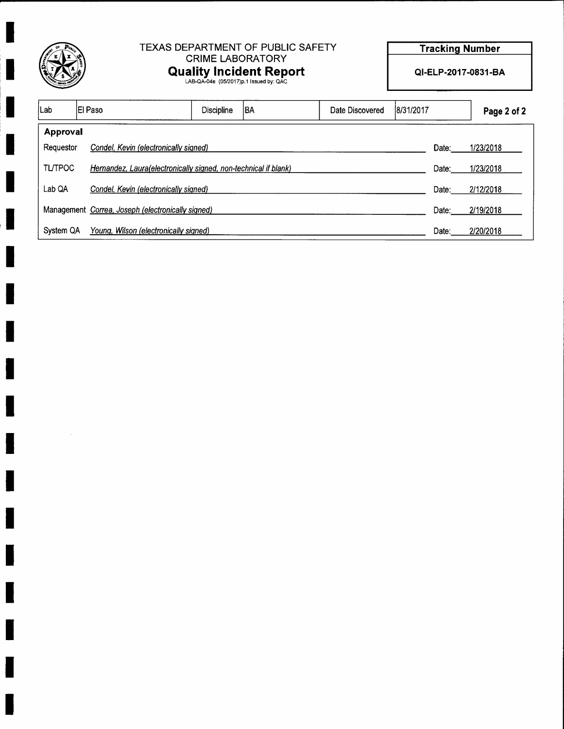# TEXAS DEPARTMENT OF PUBLIC SAFETY
CRIME LABORATORY
## Quality Incident Report
LAB-QA-04e (05/2017)p.1 Issued by: QAC

| Tracking Number |
| --- |
| QI-ELP-2017-0831-BA |

| Lab | El Paso | Discipline | BA | Date Discovered | 8/31/2017 |
| --- | --- | --- | --- | --- | --- |

**Approval**

| | | | |
| --- | --- | --- | --- |
| Requestor | *Condel, Kevin (electronically signed)* | Date: | 1/23/2018 |
| TL/TPOC | *Hernandez, Laura(electronically signed, non-technical if blank)* | Date: | 1/23/2018 |
| Lab QA | *Condel, Kevin (electronically signed)* | Date: | 2/12/2018 |
| Management | *Correa, Joseph (electronically signed)* | Date: | 2/19/2018 |
| System QA | *Young, Wilson (electronically signed)* | Date: | 2/20/2018 |